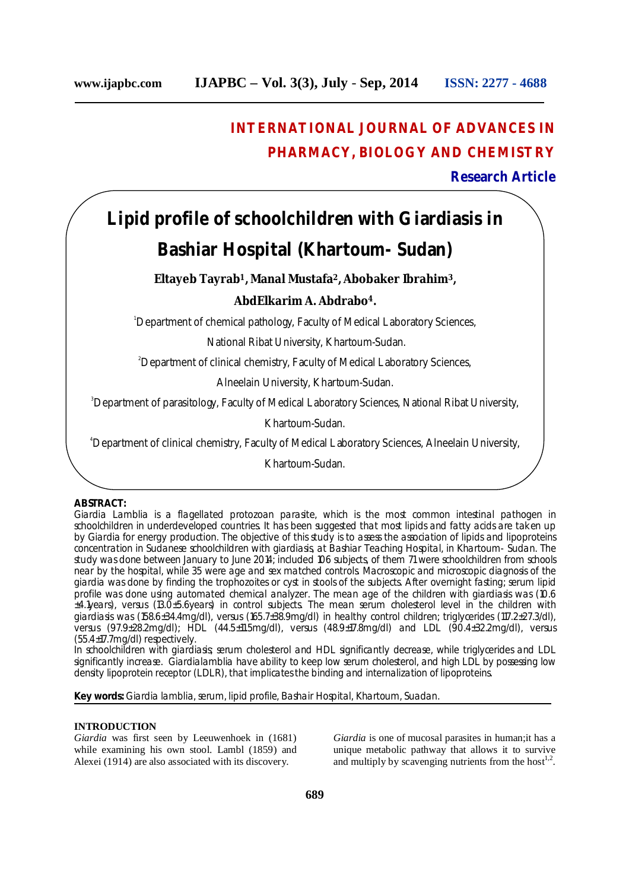INTERNATIONAL JOURNAL OF ADVANCES IN PHARMACY, BIOLOGY AND CHEMISTRY

**Research Article**

# Lipid profile of schoolchildren with Giardiasis in Bashiar Hospital (Khartoum- Sudan)

**Eltayeb Tayrab[1], Manal Mustafa[2], Abobaker Ibrahim[3], AbdElkarim A. Abdrabo[4].**

[1]Department of chemical pathology, Faculty of Medical Laboratory Sciences, National Ribat University, Khartoum-Sudan.

[2]Department of clinical chemistry, Faculty of Medical Laboratory Sciences, Alneelain University, Khartoum-Sudan.

[3]Department of parasitology, Faculty of Medical Laboratory Sciences, National Ribat University, Khartoum-Sudan.

[4]Department of clinical chemistry, Faculty of Medical Laboratory Sciences, Alneelain University, Khartoum-Sudan.

**ABSTRACT:**

Giardia Lamblia is a flagellated protozoan parasite, which is the most common intestinal pathogen in schoolchildren in underdeveloped countries. It has been suggested that most lipids and fatty acids are taken up by Giardia for energy production. The objective of this study is to assess the association of lipids and lipoproteins concentration in Sudanese schoolchildren with giardiasis, at Bashiar Teaching Hospital, in Khartoum- Sudan. The study was done between January to June 2014; included 106 subjects, of them 71 were schoolchildren from schools near by the hospital, while 35 were age and sex matched controls. Macroscopic and microscopic diagnosis of the giardia was done by finding the trophozoites or cyst in stools of the subjects. After overnight fasting; serum lipid profile was done using automated chemical analyzer. The mean age of the children with giardiasis was (10.6 ±4.1years), versus (13.0±5.6years) in control subjects. The mean serum cholesterol level in the children with giardiasis was (158.6±34.4mg/dl), versus (165.7±38.9mg/dl) in healthy control children; triglycerides (117.2±27.3/dl), versus (97.9±28.2mg/dl); HDL (44.5±11.5mg/dl), versus (48.9±17.8mg/dl) and LDL (90.4±32.2mg/dl), versus (55.4±17.7mg/dl) respectively.

In schoolchildren with giardiasis; serum cholesterol and HDL significantly decrease, while triglycerides and LDL significantly increase. Giardialamblia have ability to keep low serum cholesterol, and high LDL by possessing low density lipoprotein receptor (LDLR), that implicates the binding and internalization of lipoproteins.

**Key words:** Giardia lamblia, serum, lipid profile, Bashair Hospital, Khartoum, Suadan.

## INTRODUCTION

*Giardia* was first seen by Leeuwenhoek in (1681) while examining his own stool. Lambl (1859) and Alexei (1914) are also associated with its discovery.

*Giardia* is one of mucosal parasites in human;it has a unique metabolic pathway that allows it to survive and multiply by scavenging nutrients from the host[1,2].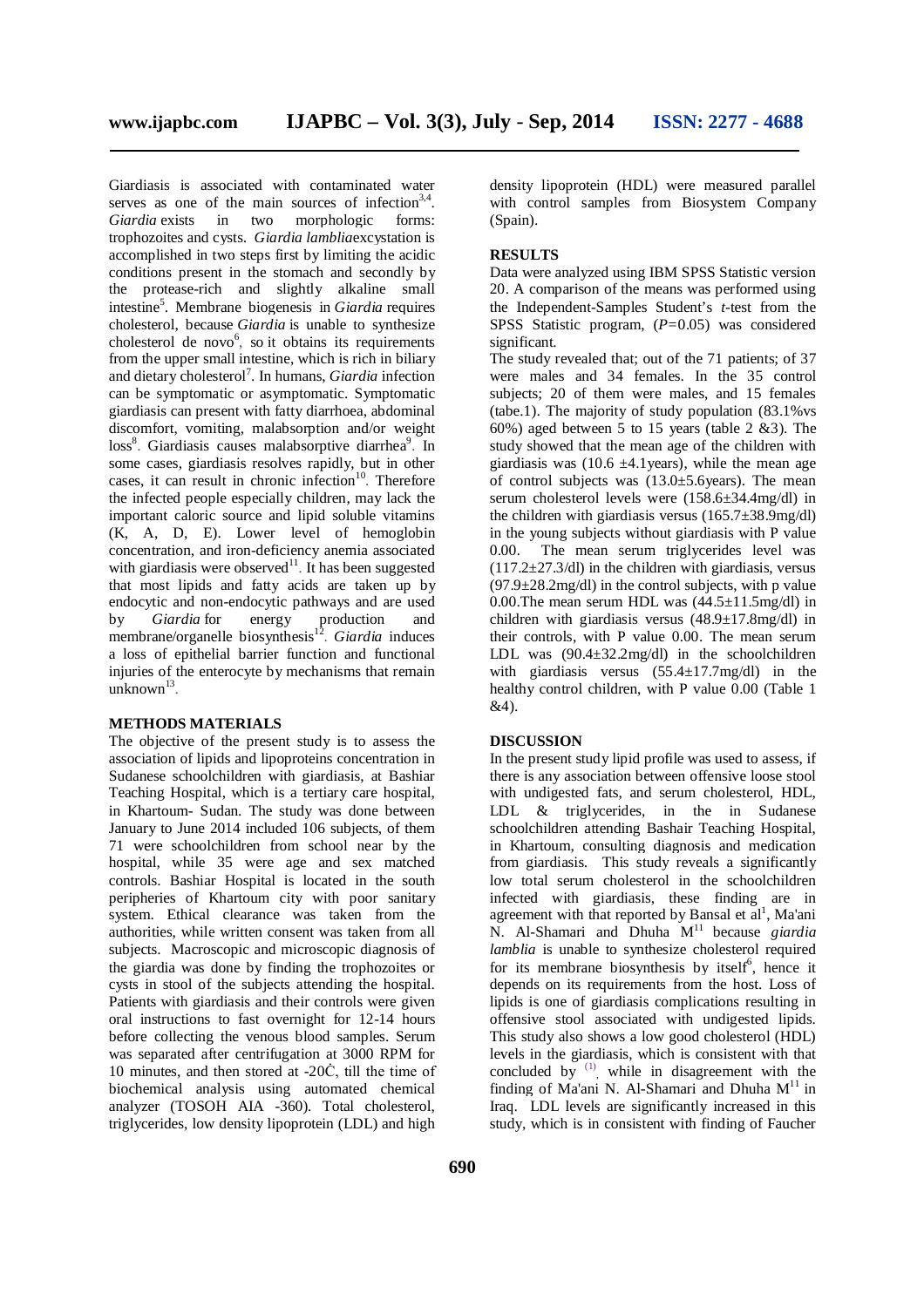Giardiasis is associated with contaminated water serves as one of the main sources of infection[3,4]. *Giardia* exists in two morphologic forms: trophozoites and cysts. *Giardia lamblia*excystation is accomplished in two steps first by limiting the acidic conditions present in the stomach and secondly by the protease-rich and slightly alkaline small intestine[5]. Membrane biogenesis in *Giardia* requires cholesterol, because *Giardia* is unable to synthesize cholesterol de novo[6], so it obtains its requirements from the upper small intestine, which is rich in biliary and dietary cholesterol[7]. In humans, *Giardia* infection can be symptomatic or asymptomatic. Symptomatic giardiasis can present with fatty diarrhoea, abdominal discomfort, vomiting, malabsorption and/or weight loss[8]. Giardiasis causes malabsorptive diarrhea[9]. In some cases, giardiasis resolves rapidly, but in other cases, it can result in chronic infection[10]. Therefore the infected people especially children, may lack the important caloric source and lipid soluble vitamins (K, A, D, E). Lower level of hemoglobin concentration, and iron-deficiency anemia associated with giardiasis were observed[11]. It has been suggested that most lipids and fatty acids are taken up by endocytic and non-endocytic pathways and are used by *Giardia* for energy production and membrane/organelle biosynthesis[12]. *Giardia* induces a loss of epithelial barrier function and functional injuries of the enterocyte by mechanisms that remain unknown[13].

## METHODS MATERIALS

The objective of the present study is to assess the association of lipids and lipoproteins concentration in Sudanese schoolchildren with giardiasis, at Bashiar Teaching Hospital, which is a tertiary care hospital, in Khartoum- Sudan. The study was done between January to June 2014 included 106 subjects, of them 71 were schoolchildren from school near by the hospital, while 35 were age and sex matched controls. Bashiar Hospital is located in the south peripheries of Khartoum city with poor sanitary system. Ethical clearance was taken from the authorities, while written consent was taken from all subjects. Macroscopic and microscopic diagnosis of the giardia was done by finding the trophozoites or cysts in stool of the subjects attending the hospital. Patients with giardiasis and their controls were given oral instructions to fast overnight for 12-14 hours before collecting the venous blood samples. Serum was separated after centrifugation at 3000 RPM for 10 minutes, and then stored at -20Ċ, till the time of biochemical analysis using automated chemical analyzer (TOSOH AIA -360). Total cholesterol, triglycerides, low density lipoprotein (LDL) and high density lipoprotein (HDL) were measured parallel with control samples from Biosystem Company (Spain).

## RESULTS

Data were analyzed using IBM SPSS Statistic version 20. A comparison of the means was performed using the Independent-Samples Student's *t*-test from the SPSS Statistic program, ($P$=0.05) was considered significant.

The study revealed that; out of the 71 patients; of 37 were males and 34 females. In the 35 control subjects; 20 of them were males, and 15 females (tabe.1). The majority of study population (83.1%vs 60%) aged between 5 to 15 years (table 2 &3). The study showed that the mean age of the children with giardiasis was (10.6 ±4.1years), while the mean age of control subjects was (13.0±5.6years). The mean serum cholesterol levels were (158.6±34.4mg/dl) in the children with giardiasis versus (165.7±38.9mg/dl) in the young subjects without giardiasis with P value 0.00. The mean serum triglycerides level was (117.2±27.3/dl) in the children with giardiasis, versus (97.9±28.2mg/dl) in the control subjects, with p value 0.00.The mean serum HDL was (44.5±11.5mg/dl) in children with giardiasis versus (48.9±17.8mg/dl) in their controls, with P value 0.00. The mean serum LDL was (90.4±32.2mg/dl) in the schoolchildren with giardiasis versus (55.4±17.7mg/dl) in the healthy control children, with P value 0.00 (Table 1 &4).

## DISCUSSION

In the present study lipid profile was used to assess, if there is any association between offensive loose stool with undigested fats, and serum cholesterol, HDL, LDL & triglycerides, in the in Sudanese schoolchildren attending Bashair Teaching Hospital, in Khartoum, consulting diagnosis and medication from giardiasis. This study reveals a significantly low total serum cholesterol in the schoolchildren infected with giardiasis, these finding are in agreement with that reported by Bansal et al[1], Ma'ani N. Al-Shamari and Dhuha M[11] because *giardia lamblia* is unable to synthesize cholesterol required for its membrane biosynthesis by itself[6], hence it depends on its requirements from the host. Loss of lipids is one of giardiasis complications resulting in offensive stool associated with undigested lipids. This study also shows a low good cholesterol (HDL) levels in the giardiasis, which is consistent with that concluded by [(1)], while in disagreement with the finding of Ma'ani N. Al-Shamari and Dhuha M[11] in Iraq. LDL levels are significantly increased in this study, which is in consistent with finding of Faucher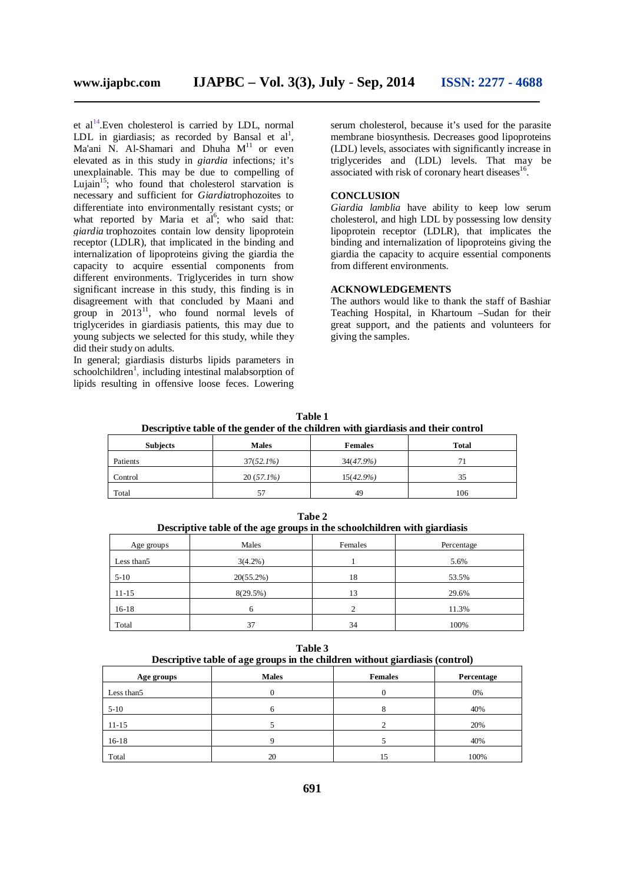et al[14].Even cholesterol is carried by LDL, normal LDL in giardiasis; as recorded by Bansal et al[1], Ma'ani N. Al-Shamari and Dhuha M[11] or even elevated as in this study in *giardia* infections*;* it's unexplainable. This may be due to compelling of Lujain[15]; who found that cholesterol starvation is necessary and sufficient for *Giardia*trophozoites to differentiate into environmentally resistant cysts; or what reported by Maria et al[6]; who said that: *giardia* trophozoites contain low density lipoprotein receptor (LDLR), that implicated in the binding and internalization of lipoproteins giving the giardia the capacity to acquire essential components from different environments. Triglycerides in turn show significant increase in this study, this finding is in disagreement with that concluded by Maani and group in 2013[11], who found normal levels of triglycerides in giardiasis patients, this may due to young subjects we selected for this study, while they did their study on adults.

In general; giardiasis disturbs lipids parameters in schoolchildren[1], including intestinal malabsorption of lipids resulting in offensive loose feces. Lowering serum cholesterol, because it's used for the parasite membrane biosynthesis. Decreases good lipoproteins (LDL) levels, associates with significantly increase in triglycerides and (LDL) levels. That may be associated with risk of coronary heart diseases[16].

## CONCLUSION

*Giardia lamblia* have ability to keep low serum cholesterol, and high LDL by possessing low density lipoprotein receptor (LDLR), that implicates the binding and internalization of lipoproteins giving the giardia the capacity to acquire essential components from different environments.

## ACKNOWLEDGEMENTS

The authors would like to thank the staff of Bashiar Teaching Hospital, in Khartoum –Sudan for their great support, and the patients and volunteers for giving the samples.

**Table 1**
**Descriptive table of the gender of the children with giardiasis and their control**

| Subjects | Males | Females | Total |
|---|---|---|---|
| Patients | 37(*52.1%*) | 34(*47.9%*) | 71 |
| Control | 20 (*57.1%*) | 15(*42.9%*) | 35 |
| Total | 57 | 49 | 106 |

**Tabe 2**
**Descriptive table of the age groups in the schoolchildren with giardiasis**

| Age groups | Males | Females | Percentage |
|---|---|---|---|
| Less than5 | 3(4.2%) | 1 | 5.6% |
| 5-10 | 20(55.2%) | 18 | 53.5% |
| 11-15 | 8(29.5%) | 13 | 29.6% |
| 16-18 | 6 | 2 | 11.3% |
| Total | 37 | 34 | 100% |

**Table 3**
**Descriptive table of age groups in the children without giardiasis (control)**

| Age groups | Males | Females | Percentage |
|---|---|---|---|
| Less than5 | 0 | 0 | 0% |
| 5-10 | 6 | 8 | 40% |
| 11-15 | 5 | 2 | 20% |
| 16-18 | 9 | 5 | 40% |
| Total | 20 | 15 | 100% |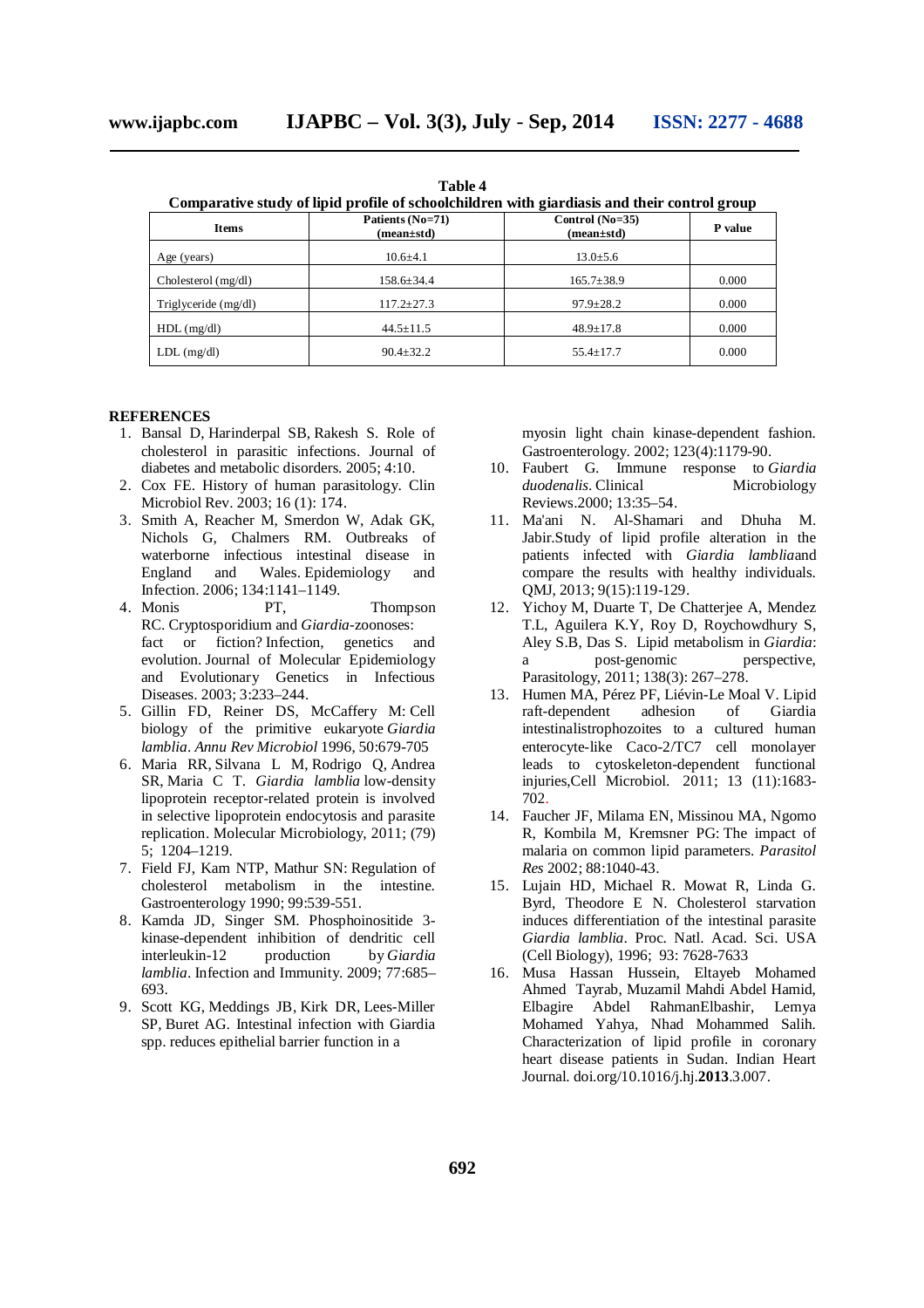**Table 4**
**Comparative study of lipid profile of schoolchildren with giardiasis and their control group**

| Items | Patients (No=71) (mean±std) | Control (No=35) (mean±std) | P value |
|---|---|---|---|
| Age (years) | 10.6±4.1 | 13.0±5.6 | |
| Cholesterol (mg/dl) | 158.6±34.4 | 165.7±38.9 | 0.000 |
| Triglyceride (mg/dl) | 117.2±27.3 | 97.9±28.2 | 0.000 |
| HDL (mg/dl) | 44.5±11.5 | 48.9±17.8 | 0.000 |
| LDL (mg/dl) | 90.4±32.2 | 55.4±17.7 | 0.000 |

## REFERENCES

1. Bansal D, Harinderpal SB, Rakesh S. Role of cholesterol in parasitic infections. Journal of diabetes and metabolic disorders. 2005; 4:10.
2. Cox FE. History of human parasitology. Clin Microbiol Rev. 2003; 16 (1): 174.
3. Smith A, Reacher M, Smerdon W, Adak GK, Nichols G, Chalmers RM. Outbreaks of waterborne infectious intestinal disease in England and Wales. Epidemiology and Infection. 2006; 134:1141–1149.
4. Monis PT, Thompson RC. Cryptosporidium and *Giardia*-zoonoses: fact or fiction? Infection, genetics and evolution. Journal of Molecular Epidemiology and Evolutionary Genetics in Infectious Diseases. 2003; 3:233–244.
5. Gillin FD, Reiner DS, McCaffery M: Cell biology of the primitive eukaryote *Giardia lamblia*. *Annu Rev Microbiol* 1996, 50:679-705
6. Maria RR, Silvana L M, Rodrigo Q, Andrea SR, Maria C T. *Giardia lamblia* low-density lipoprotein receptor-related protein is involved in selective lipoprotein endocytosis and parasite replication. Molecular Microbiology, 2011; (79) 5; 1204–1219.
7. Field FJ, Kam NTP, Mathur SN: Regulation of cholesterol metabolism in the intestine. Gastroenterology 1990; 99:539-551.
8. Kamda JD, Singer SM. Phosphoinositide 3-kinase-dependent inhibition of dendritic cell interleukin-12 production by *Giardia lamblia*. Infection and Immunity. 2009; 77:685–693.
9. Scott KG, Meddings JB, Kirk DR, Lees-Miller SP, Buret AG. Intestinal infection with Giardia spp. reduces epithelial barrier function in a myosin light chain kinase-dependent fashion. Gastroenterology. 2002; 123(4):1179-90.
10. Faubert G. Immune response to *Giardia duodenalis*. Clinical Microbiology Reviews.2000; 13:35–54.
11. Ma'ani N. Al-Shamari and Dhuha M. Jabir.Study of lipid profile alteration in the patients infected with *Giardia lamblia*and compare the results with healthy individuals. QMJ, 2013; 9(15):119-129.
12. Yichoy M, Duarte T, De Chatterjee A, Mendez T.L, Aguilera K.Y, Roy D, Roychowdhury S, Aley S.B, Das S. Lipid metabolism in *Giardia*: a post-genomic perspective, Parasitology, 2011; 138(3): 267–278.
13. Humen MA, Pérez PF, Liévin-Le Moal V. Lipid raft-dependent adhesion of Giardia intestinalistrophozoites to a cultured human enterocyte-like Caco-2/TC7 cell monolayer leads to cytoskeleton-dependent functional injuries,Cell Microbiol. 2011; 13 (11):1683-702.
14. Faucher JF, Milama EN, Missinou MA, Ngomo R, Kombila M, Kremsner PG: The impact of malaria on common lipid parameters. *Parasitol Res* 2002; 88:1040-43.
15. Lujain HD, Michael R. Mowat R, Linda G. Byrd, Theodore E N. Cholesterol starvation induces differentiation of the intestinal parasite *Giardia lamblia*. Proc. Natl. Acad. Sci. USA (Cell Biology), 1996; 93: 7628-7633
16. Musa Hassan Hussein, Eltayeb Mohamed Ahmed Tayrab, Muzamil Mahdi Abdel Hamid, Elbagire Abdel RahmanElbashir, Lemya Mohamed Yahya, Nhad Mohammed Salih. Characterization of lipid profile in coronary heart disease patients in Sudan. Indian Heart Journal. doi.org/10.1016/j.hj.**2013**.3.007.